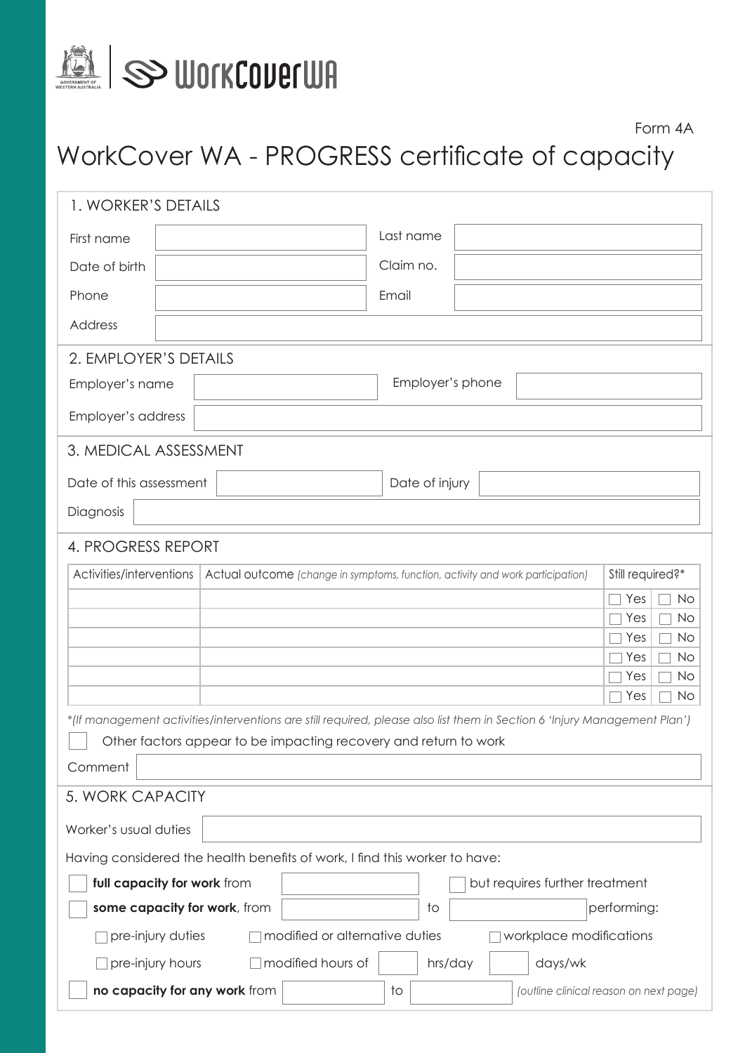WorkCover WA

Form 4A

# WorkCover WA - PROGRESS certificate of capacity

## 1. WORKER'S DETAILS

| First name | | Last name | |
|---|---|---|---|
| Date of birth | | Claim no. | |
| Phone | | Email | |
| Address | | | |

## 2. EMPLOYER'S DETAILS

| Employer's name | | Employer's phone | |
|---|---|---|---|
| Employer's address | | | |

## 3. MEDICAL ASSESSMENT

| Date of this assessment | | Date of injury | |
|---|---|---|---|
| Diagnosis | | | |

## 4. PROGRESS REPORT

| Activities/interventions | Actual outcome *(change in symptoms, function, activity and work participation)* | Still required?* |
|---|---|---|
| | | ☐ Yes ☐ No |
| | | ☐ Yes ☐ No |
| | | ☐ Yes ☐ No |
| | | ☐ Yes ☐ No |
| | | ☐ Yes ☐ No |
| | | ☐ Yes ☐ No |

**(If management activities/interventions are still required, please also list them in Section 6 'Injury Management Plan')*

☐ Other factors appear to be impacting recovery and return to work

Comment

## 5. WORK CAPACITY

Worker's usual duties

Having considered the health benefits of work, I find this worker to have:

☐ **full capacity for work** from ______ ☐ but requires further treatment

☐ **some capacity for work**, from ______ to ______ performing:

- ☐ pre-injury duties ☐ modified or alternative duties ☐ workplace modifications
- ☐ pre-injury hours ☐ modified hours of ______ hrs/day ______ days/wk

☐ **no capacity for any work** from ______ to ______ *(outline clinical reason on next page)*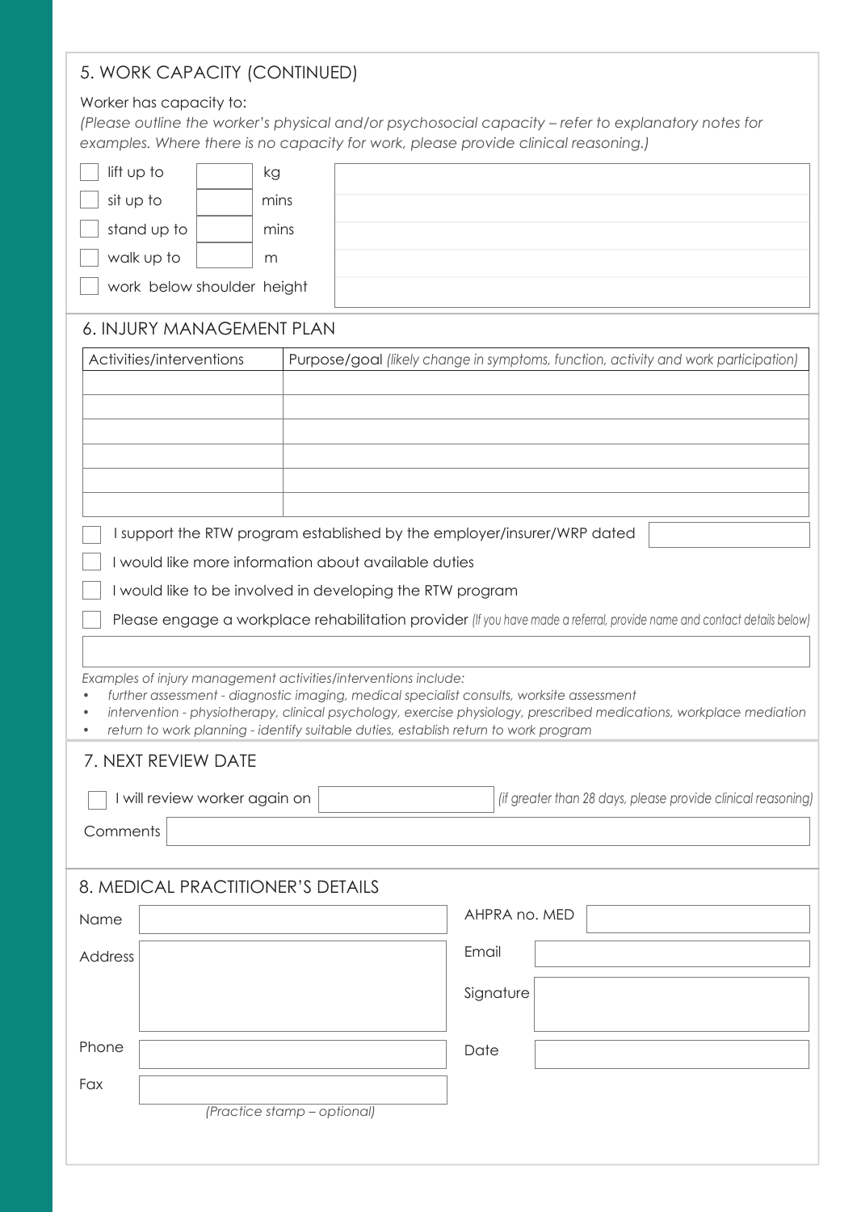## 5. WORK CAPACITY (CONTINUED)

Worker has capacity to:

*(Please outline the worker's physical and/or psychosocial capacity – refer to explanatory notes for examples. Where there is no capacity for work, please provide clinical reasoning.)*

- ☐ lift up to ______ kg
- ☐ sit up to ______ mins
- ☐ stand up to ______ mins
- ☐ walk up to ______ m
- ☐ work below shoulder height

## 6. INJURY MANAGEMENT PLAN

| Activities/interventions | Purpose/goal *(likely change in symptoms, function, activity and work participation)* |
|---|---|
| | |
| | |
| | |
| | |
| | |
| | |

- ☐ I support the RTW program established by the employer/insurer/WRP dated ______
- ☐ I would like more information about available duties
- ☐ I would like to be involved in developing the RTW program
- ☐ Please engage a workplace rehabilitation provider *(If you have made a referral, provide name and contact details below)*

*Examples of injury management activities/interventions include:*

- *further assessment - diagnostic imaging, medical specialist consults, worksite assessment*
- *intervention - physiotherapy, clinical psychology, exercise physiology, prescribed medications, workplace mediation*
- *return to work planning - identify suitable duties, establish return to work program*

## 7. NEXT REVIEW DATE

☐ I will review worker again on ______ *(if greater than 28 days, please provide clinical reasoning)*

Comments

## 8. MEDICAL PRACTITIONER'S DETAILS

Name

Address

Phone

Fax

*(Practice stamp – optional)*

AHPRA no. MED

Email

Signature

Date